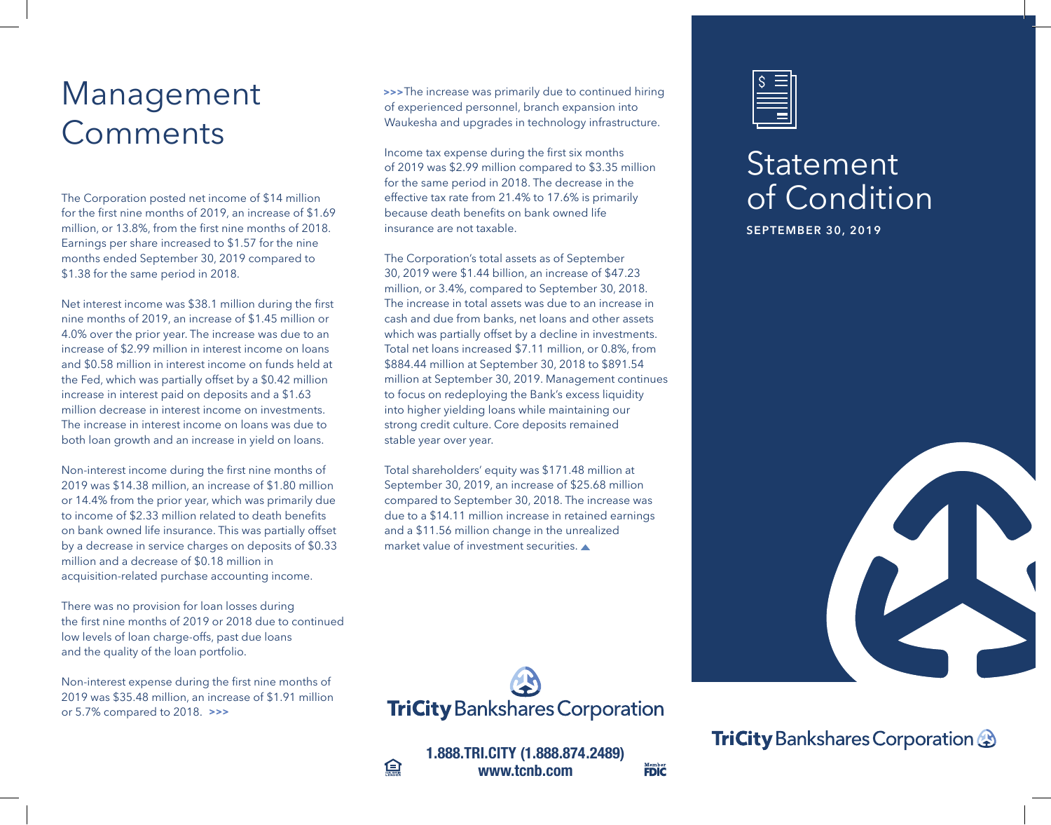# Management Comments

The Corporation posted net income of $14 million for the first nine months of 2019, an increase of $1.69 million, or 13.8%, from the first nine months of 2018. Earnings per share increased to $1.57 for the nine months ended September 30, 2019 compared to $1.38 for the same period in 2018.

Net interest income was $38.1 million during the first nine months of 2019, an increase of $1.45 million or 4.0% over the prior year. The increase was due to an increase of $2.99 million in interest income on loans and $0.58 million in interest income on funds held at the Fed, which was partially offset by a $0.42 million increase in interest paid on deposits and a $1.63 million decrease in interest income on investments. The increase in interest income on loans was due to both loan growth and an increase in yield on loans.

Non-interest income during the first nine months of 2019 was $14.38 million, an increase of $1.80 million or 14.4% from the prior year, which was primarily due to income of $2.33 million related to death benefits on bank owned life insurance. This was partially offset by a decrease in service charges on deposits of $0.33 million and a decrease of $0.18 million in acquisition-related purchase accounting income.

There was no provision for loan losses during the first nine months of 2019 or 2018 due to continued low levels of loan charge-offs, past due loans and the quality of the loan portfolio.

Non-interest expense during the first nine months of 2019 was $35.48 million, an increase of $1.91 million or 5.7% compared to 2018. >>>

>>>The increase was primarily due to continued hiring of experienced personnel, branch expansion into Waukesha and upgrades in technology infrastructure.

Income tax expense during the first six months of 2019 was $2.99 million compared to $3.35 million for the same period in 2018. The decrease in the effective tax rate from 21.4% to 17.6% is primarily because death benefits on bank owned life insurance are not taxable.

The Corporation's total assets as of September 30, 2019 were $1.44 billion, an increase of $47.23 million, or 3.4%, compared to September 30, 2018. The increase in total assets was due to an increase in cash and due from banks, net loans and other assets which was partially offset by a decline in investments. Total net loans increased $7.11 million, or 0.8%, from $884.44 million at September 30, 2018 to $891.54 million at September 30, 2019. Management continues to focus on redeploying the Bank's excess liquidity into higher yielding loans while maintaining our strong credit culture. Core deposits remained stable year over year.

Total shareholders' equity was $171.48 million at September 30, 2019, an increase of $25.68 million compared to September 30, 2018. The increase was due to a $14.11 million increase in retained earnings and a $11.56 million change in the unrealized market value of investment securities. ▲

**TriCity Bankshares Corporation**

**1.888.TRI.CITY (1.888.874.2489)**
**www.tcnb.com**

Member FDIC

# Statement of Condition

**SEPTEMBER 30, 2019**

**TriCity Bankshares Corporation**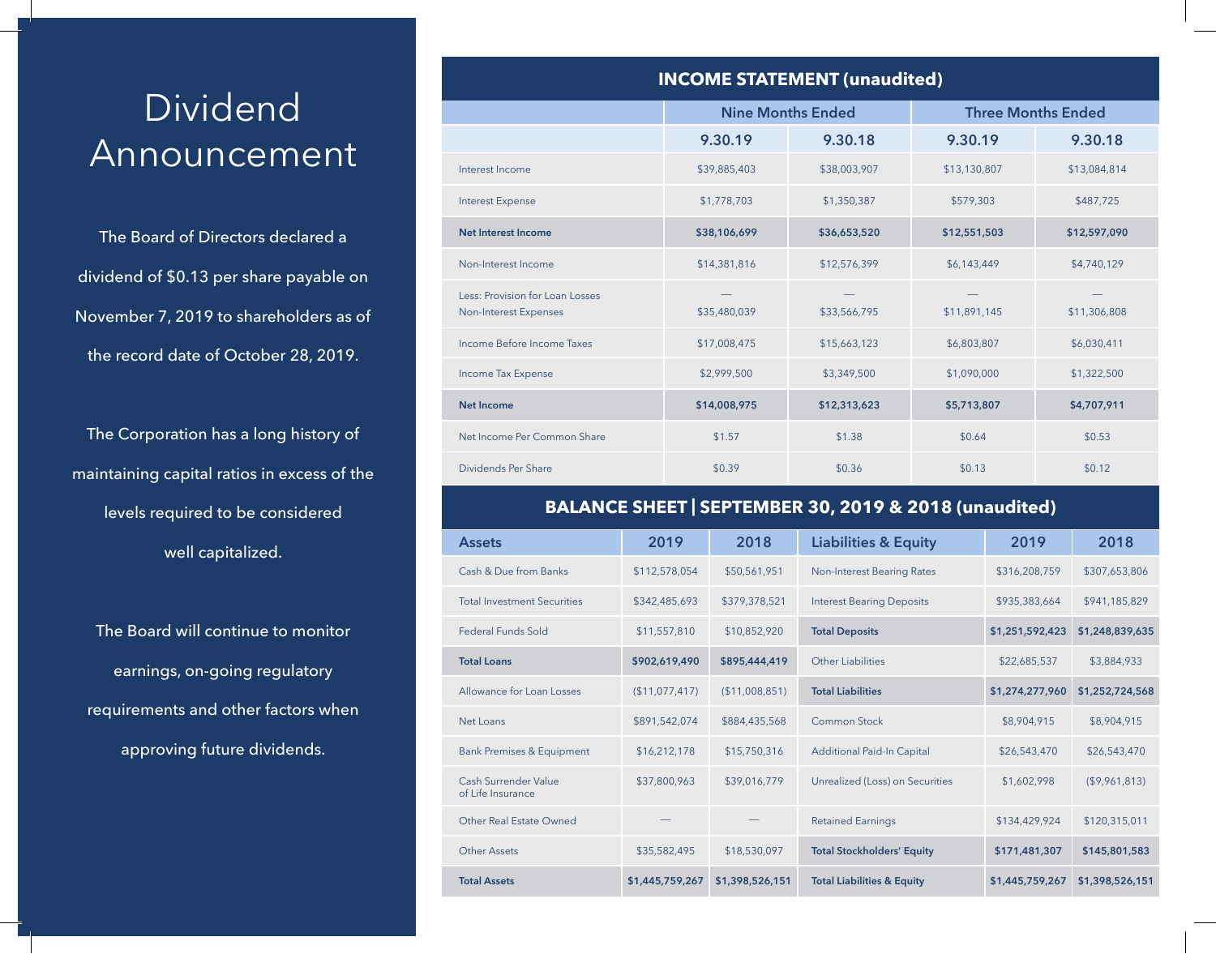# Dividend Announcement

The Board of Directors declared a dividend of $0.13 per share payable on November 7, 2019 to shareholders as of the record date of October 28, 2019.

The Corporation has a long history of maintaining capital ratios in excess of the levels required to be considered well capitalized.

The Board will continue to monitor earnings, on-going regulatory requirements and other factors when approving future dividends.

## INCOME STATEMENT (unaudited)

| | Nine Months Ended | | Three Months Ended | |
|---|---|---|---|---|
| | 9.30.19 | 9.30.18 | 9.30.19 | 9.30.18 |
| Interest Income | $39,885,403 | $38,003,907 | $13,130,807 | $13,084,814 |
| Interest Expense | $1,778,703 | $1,350,387 | $579,303 | $487,725 |
| **Net Interest Income** | **$38,106,699** | **$36,653,520** | **$12,551,503** | **$12,597,090** |
| Non-Interest Income | $14,381,816 | $12,576,399 | $6,143,449 | $4,740,129 |
| Less: Provision for Loan Losses | — | — | — | — |
| Non-Interest Expenses | $35,480,039 | $33,566,795 | $11,891,145 | $11,306,808 |
| Income Before Income Taxes | $17,008,475 | $15,663,123 | $6,803,807 | $6,030,411 |
| Income Tax Expense | $2,999,500 | $3,349,500 | $1,090,000 | $1,322,500 |
| **Net Income** | **$14,008,975** | **$12,313,623** | **$5,713,807** | **$4,707,911** |
| Net Income Per Common Share | $1.57 | $1.38 | $0.64 | $0.53 |
| Dividends Per Share | $0.39 | $0.36 | $0.13 | $0.12 |

## BALANCE SHEET | SEPTEMBER 30, 2019 & 2018 (unaudited)

| Assets | 2019 | 2018 | Liabilities & Equity | 2019 | 2018 |
|---|---|---|---|---|---|
| Cash & Due from Banks | $112,578,054 | $50,561,951 | Non-Interest Bearing Rates | $316,208,759 | $307,653,806 |
| Total Investment Securities | $342,485,693 | $379,378,521 | Interest Bearing Deposits | $935,383,664 | $941,185,829 |
| Federal Funds Sold | $11,557,810 | $10,852,920 | **Total Deposits** | **$1,251,592,423** | **$1,248,839,635** |
| **Total Loans** | **$902,619,490** | **$895,444,419** | Other Liabilities | $22,685,537 | $3,884,933 |
| Allowance for Loan Losses | ($11,077,417) | ($11,008,851) | **Total Liabilities** | **$1,274,277,960** | **$1,252,724,568** |
| Net Loans | $891,542,074 | $884,435,568 | Common Stock | $8,904,915 | $8,904,915 |
| Bank Premises & Equipment | $16,212,178 | $15,750,316 | Additional Paid-In Capital | $26,543,470 | $26,543,470 |
| Cash Surrender Value of Life Insurance | $37,800,963 | $39,016,779 | Unrealized (Loss) on Securities | $1,602,998 | ($9,961,813) |
| Other Real Estate Owned | — | — | Retained Earnings | $134,429,924 | $120,315,011 |
| Other Assets | $35,582,495 | $18,530,097 | **Total Stockholders' Equity** | **$171,481,307** | **$145,801,583** |
| **Total Assets** | **$1,445,759,267** | **$1,398,526,151** | **Total Liabilities & Equity** | **$1,445,759,267** | **$1,398,526,151** |